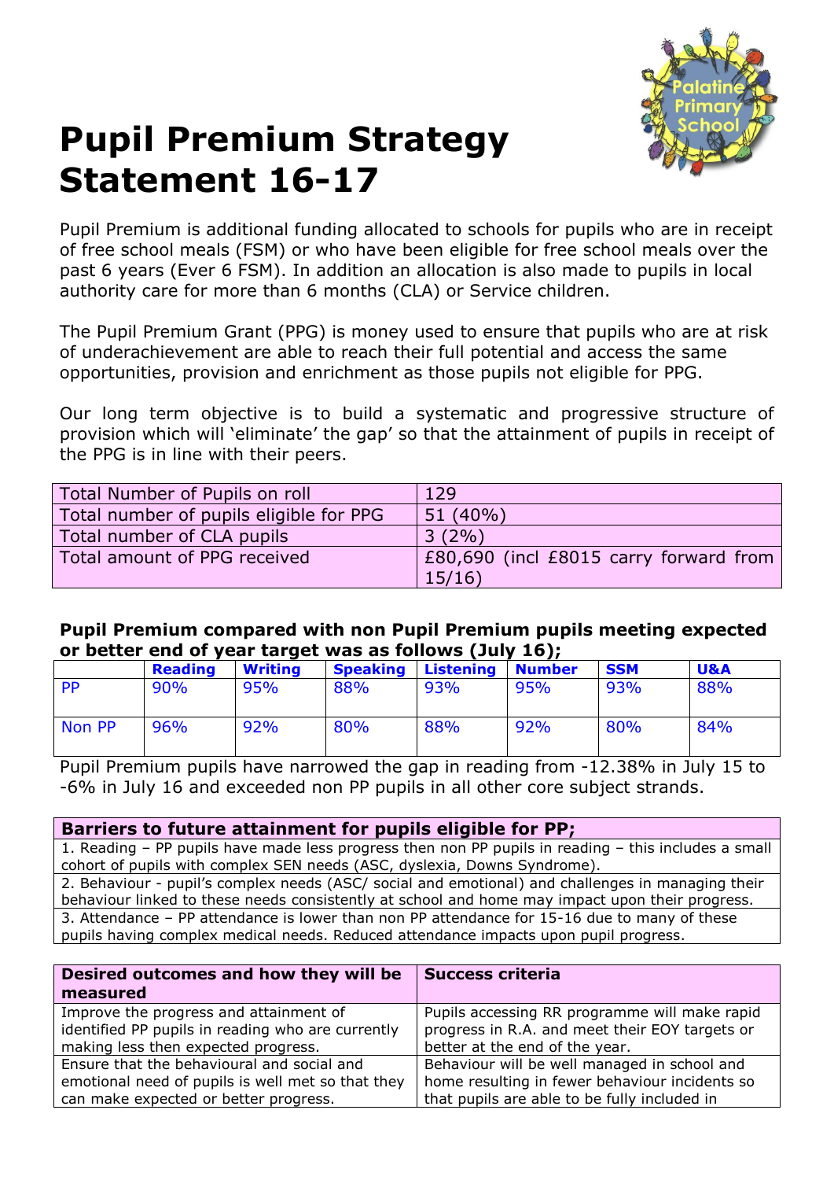# Pupil Premium Strategy Statement 16-17

Pupil Premium is additional funding allocated to schools for pupils who are in receipt of free school meals (FSM) or who have been eligible for free school meals over the past 6 years (Ever 6 FSM). In addition an allocation is also made to pupils in local authority care for more than 6 months (CLA) or Service children.

The Pupil Premium Grant (PPG) is money used to ensure that pupils who are at risk of underachievement are able to reach their full potential and access the same opportunities, provision and enrichment as those pupils not eligible for PPG.

Our long term objective is to build a systematic and progressive structure of provision which will 'eliminate' the gap' so that the attainment of pupils in receipt of the PPG is in line with their peers.

| Total Number of Pupils on roll | 129 |
|---|---|
| Total number of pupils eligible for PPG | 51 (40%) |
| Total number of CLA pupils | 3 (2%) |
| Total amount of PPG received | £80,690 (incl £8015 carry forward from 15/16) |

**Pupil Premium compared with non Pupil Premium pupils meeting expected or better end of year target was as follows (July 16);**

| | Reading | Writing | Speaking | Listening | Number | SSM | U&A |
|---|---|---|---|---|---|---|---|
| PP | 90% | 95% | 88% | 93% | 95% | 93% | 88% |
| Non PP | 96% | 92% | 80% | 88% | 92% | 80% | 84% |

Pupil Premium pupils have narrowed the gap in reading from -12.38% in July 15 to -6% in July 16 and exceeded non PP pupils in all other core subject strands.

| Barriers to future attainment for pupils eligible for PP; |
|---|
| 1. Reading – PP pupils have made less progress then non PP pupils in reading – this includes a small cohort of pupils with complex SEN needs (ASC, dyslexia, Downs Syndrome). |
| 2. Behaviour - pupil's complex needs (ASC/ social and emotional) and challenges in managing their behaviour linked to these needs consistently at school and home may impact upon their progress. |
| 3. Attendance – PP attendance is lower than non PP attendance for 15-16 due to many of these pupils having complex medical needs. Reduced attendance impacts upon pupil progress. |

| Desired outcomes and how they will be measured | Success criteria |
|---|---|
| Improve the progress and attainment of identified PP pupils in reading who are currently making less then expected progress. | Pupils accessing RR programme will make rapid progress in R.A. and meet their EOY targets or better at the end of the year. |
| Ensure that the behavioural and social and emotional need of pupils is well met so that they can make expected or better progress. | Behaviour will be well managed in school and home resulting in fewer behaviour incidents so that pupils are able to be fully included in |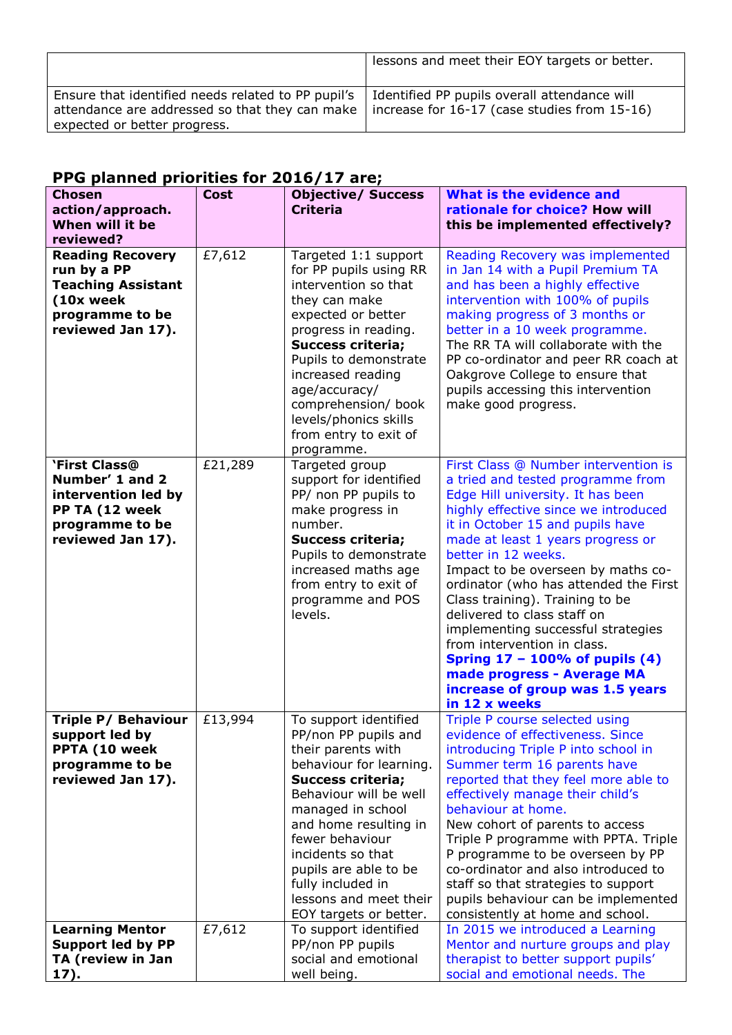| | |
|---|---|
| | lessons and meet their EOY targets or better. |
| Ensure that identified needs related to PP pupil's attendance are addressed so that they can make expected or better progress. | Identified PP pupils overall attendance will increase for 16-17 (case studies from 15-16) |

## PPG planned priorities for 2016/17 are;

| Chosen action/approach. When will it be reviewed? | Cost | Objective/ Success Criteria | What is the evidence and rationale for choice? How will this be implemented effectively? |
|---|---|---|---|
| **Reading Recovery run by a PP Teaching Assistant (10x week programme to be reviewed Jan 17).** | £7,612 | Targeted 1:1 support for PP pupils using RR intervention so that they can make expected or better progress in reading. **Success criteria;** Pupils to demonstrate increased reading age/accuracy/ comprehension/ book levels/phonics skills from entry to exit of programme. | Reading Recovery was implemented in Jan 14 with a Pupil Premium TA and has been a highly effective intervention with 100% of pupils making progress of 3 months or better in a 10 week programme. The RR TA will collaborate with the PP co-ordinator and peer RR coach at Oakgrove College to ensure that pupils accessing this intervention make good progress. |
| **'First Class@ Number' 1 and 2 intervention led by PP TA (12 week programme to be reviewed Jan 17).** | £21,289 | Targeted group support for identified PP/ non PP pupils to make progress in number. **Success criteria;** Pupils to demonstrate increased maths age from entry to exit of programme and POS levels. | First Class @ Number intervention is a tried and tested programme from Edge Hill university. It has been highly effective since we introduced it in October 15 and pupils have made at least 1 years progress or better in 12 weeks. Impact to be overseen by maths co-ordinator (who has attended the First Class training). Training to be delivered to class staff on implementing successful strategies from intervention in class. **Spring 17 – 100% of pupils (4) made progress - Average MA increase of group was 1.5 years in 12 x weeks** |
| **Triple P/ Behaviour support led by PPTA (10 week programme to be reviewed Jan 17).** | £13,994 | To support identified PP/non PP pupils and their parents with behaviour for learning. **Success criteria;** Behaviour will be well managed in school and home resulting in fewer behaviour incidents so that pupils are able to be fully included in lessons and meet their EOY targets or better. | Triple P course selected using evidence of effectiveness. Since introducing Triple P into school in Summer term 16 parents have reported that they feel more able to effectively manage their child's behaviour at home. New cohort of parents to access Triple P programme with PPTA. Triple P programme to be overseen by PP co-ordinator and also introduced to staff so that strategies to support pupils behaviour can be implemented consistently at home and school. |
| **Learning Mentor Support led by PP TA (review in Jan 17).** | £7,612 | To support identified PP/non PP pupils social and emotional well being. | In 2015 we introduced a Learning Mentor and nurture groups and play therapist to better support pupils' social and emotional needs. The |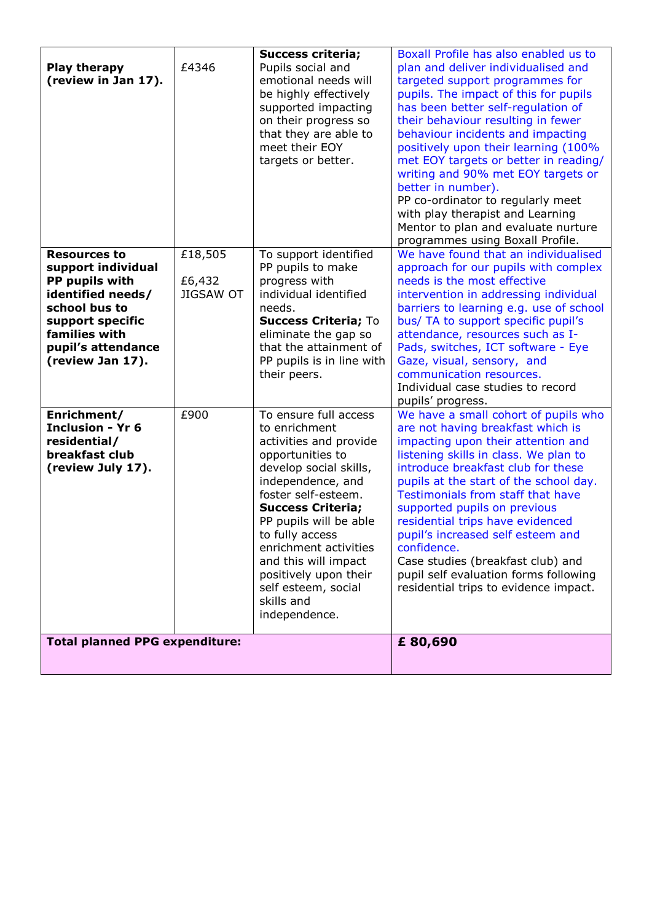| | | | |
|---|---|---|---|
| **Play therapy (review in Jan 17).** | £4346 | **Success criteria;** Pupils social and emotional needs will be highly effectively supported impacting on their progress so that they are able to meet their EOY targets or better. | Boxall Profile has also enabled us to plan and deliver individualised and targeted support programmes for pupils. The impact of this for pupils has been better self-regulation of their behaviour resulting in fewer behaviour incidents and impacting positively upon their learning (100% met EOY targets or better in reading/ writing and 90% met EOY targets or better in number).<br>PP co-ordinator to regularly meet with play therapist and Learning Mentor to plan and evaluate nurture programmes using Boxall Profile. |
| **Resources to support individual PP pupils with identified needs/ school bus to support specific families with pupil's attendance (review Jan 17).** | £18,505<br><br>£6,432 JIGSAW OT | To support identified PP pupils to make progress with individual identified needs.<br>**Success Criteria;** To eliminate the gap so that the attainment of PP pupils is in line with their peers. | We have found that an individualised approach for our pupils with complex needs is the most effective intervention in addressing individual barriers to learning e.g. use of school bus/ TA to support specific pupil's attendance, resources such as I-Pads, switches, ICT software - Eye Gaze, visual, sensory, and communication resources.<br>Individual case studies to record pupils' progress. |
| **Enrichment/ Inclusion - Yr 6 residential/ breakfast club (review July 17).** | £900 | To ensure full access to enrichment activities and provide opportunities to develop social skills, independence, and foster self-esteem.<br>**Success Criteria;** PP pupils will be able to fully access enrichment activities and this will impact positively upon their self esteem, social skills and independence. | We have a small cohort of pupils who are not having breakfast which is impacting upon their attention and listening skills in class. We plan to introduce breakfast club for these pupils at the start of the school day.<br>Testimonials from staff that have supported pupils on previous residential trips have evidenced pupil's increased self esteem and confidence.<br>Case studies (breakfast club) and pupil self evaluation forms following residential trips to evidence impact. |
| **Total planned PPG expenditure:** | | | **£ 80,690** |